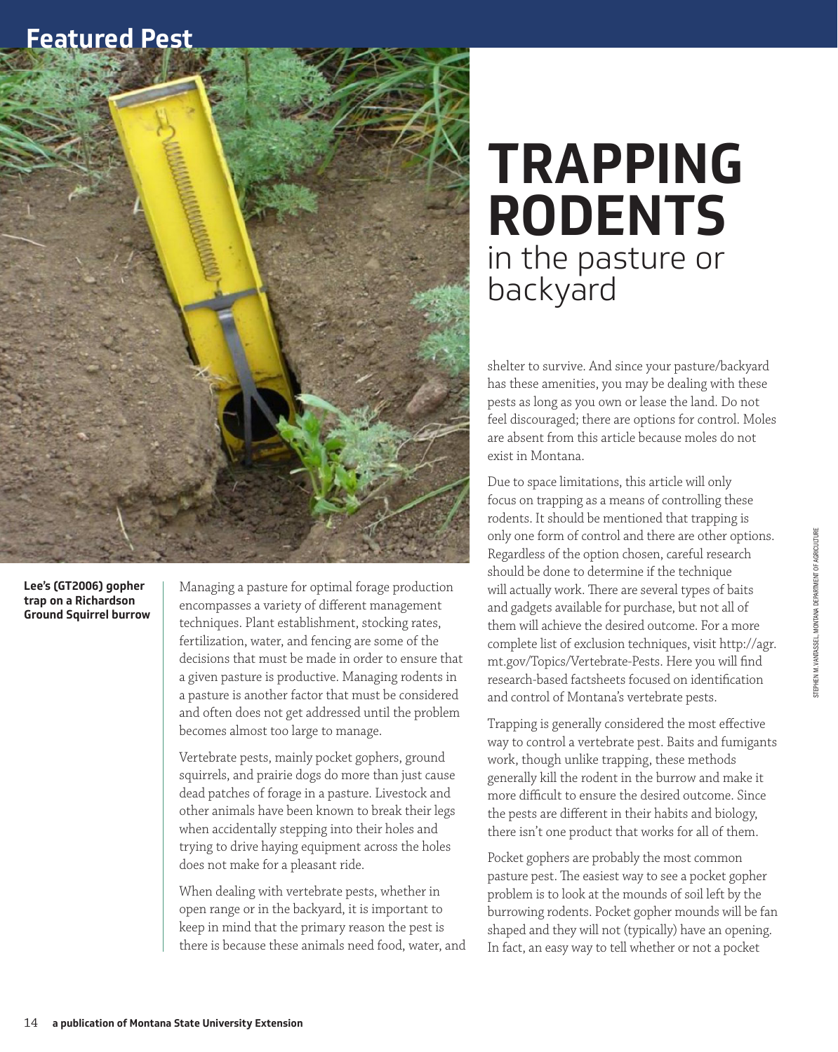# TRAPPING RODENTS in the pasture or backyard

Lee's (GT2006) gopher trap on a Richardson Ground Squirrel burrow

Managing a pasture for optimal forage production encompasses a variety of different management techniques. Plant establishment, stocking rates, fertilization, water, and fencing are some of the decisions that must be made in order to ensure that a given pasture is productive. Managing rodents in a pasture is another factor that must be considered and often does not get addressed until the problem becomes almost too large to manage.

Vertebrate pests, mainly pocket gophers, ground squirrels, and prairie dogs do more than just cause dead patches of forage in a pasture. Livestock and other animals have been known to break their legs when accidentally stepping into their holes and trying to drive haying equipment across the holes does not make for a pleasant ride.

When dealing with vertebrate pests, whether in open range or in the backyard, it is important to keep in mind that the primary reason the pest is there is because these animals need food, water, and shelter to survive. And since your pasture/backyard has these amenities, you may be dealing with these pests as long as you own or lease the land. Do not feel discouraged; there are options for control. Moles are absent from this article because moles do not exist in Montana.

Due to space limitations, this article will only focus on trapping as a means of controlling these rodents. It should be mentioned that trapping is only one form of control and there are other options. Regardless of the option chosen, careful research should be done to determine if the technique will actually work. There are several types of baits and gadgets available for purchase, but not all of them will achieve the desired outcome. For a more complete list of exclusion techniques, visit http://agr.mt.gov/Topics/Vertebrate-Pests. Here you will find research-based factsheets focused on identification and control of Montana's vertebrate pests.

Trapping is generally considered the most effective way to control a vertebrate pest. Baits and fumigants work, though unlike trapping, these methods generally kill the rodent in the burrow and make it more difficult to ensure the desired outcome. Since the pests are different in their habits and biology, there isn't one product that works for all of them.

Pocket gophers are probably the most common pasture pest. The easiest way to see a pocket gopher problem is to look at the mounds of soil left by the burrowing rodents. Pocket gopher mounds will be fan shaped and they will not (typically) have an opening. In fact, an easy way to tell whether or not a pocket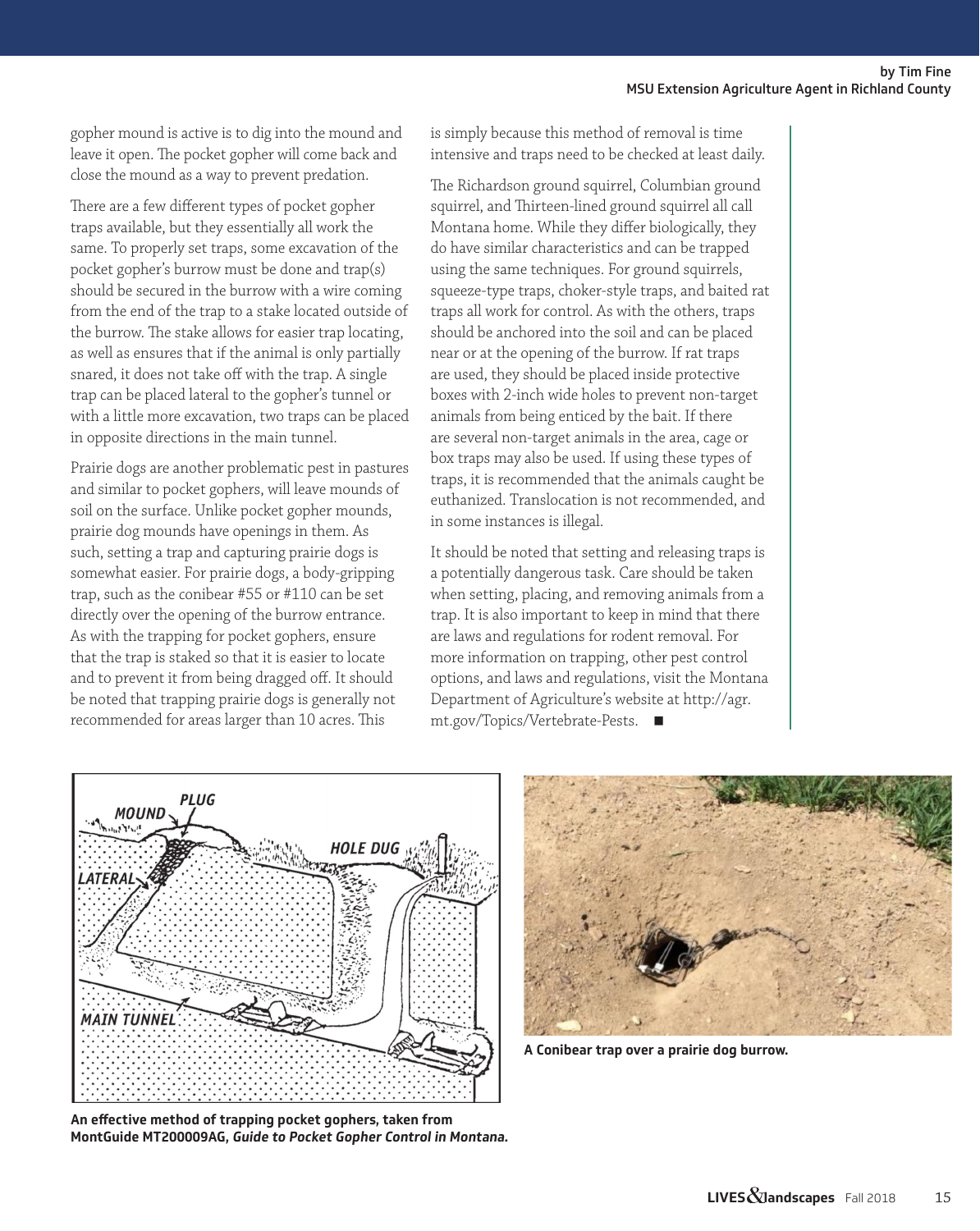by Tim Fine
MSU Extension Agriculture Agent in Richland County

gopher mound is active is to dig into the mound and leave it open. The pocket gopher will come back and close the mound as a way to prevent predation.

There are a few different types of pocket gopher traps available, but they essentially all work the same. To properly set traps, some excavation of the pocket gopher's burrow must be done and trap(s) should be secured in the burrow with a wire coming from the end of the trap to a stake located outside of the burrow. The stake allows for easier trap locating, as well as ensures that if the animal is only partially snared, it does not take off with the trap. A single trap can be placed lateral to the gopher's tunnel or with a little more excavation, two traps can be placed in opposite directions in the main tunnel.

Prairie dogs are another problematic pest in pastures and similar to pocket gophers, will leave mounds of soil on the surface. Unlike pocket gopher mounds, prairie dog mounds have openings in them. As such, setting a trap and capturing prairie dogs is somewhat easier. For prairie dogs, a body-gripping trap, such as the conibear #55 or #110 can be set directly over the opening of the burrow entrance. As with the trapping for pocket gophers, ensure that the trap is staked so that it is easier to locate and to prevent it from being dragged off. It should be noted that trapping prairie dogs is generally not recommended for areas larger than 10 acres. This is simply because this method of removal is time intensive and traps need to be checked at least daily.

The Richardson ground squirrel, Columbian ground squirrel, and Thirteen-lined ground squirrel all call Montana home. While they differ biologically, they do have similar characteristics and can be trapped using the same techniques. For ground squirrels, squeeze-type traps, choker-style traps, and baited rat traps all work for control. As with the others, traps should be anchored into the soil and can be placed near or at the opening of the burrow. If rat traps are used, they should be placed inside protective boxes with 2-inch wide holes to prevent non-target animals from being enticed by the bait. If there are several non-target animals in the area, cage or box traps may also be used. If using these types of traps, it is recommended that the animals caught be euthanized. Translocation is not recommended, and in some instances is illegal.

It should be noted that setting and releasing traps is a potentially dangerous task. Care should be taken when setting, placing, and removing animals from a trap. It is also important to keep in mind that there are laws and regulations for rodent removal. For more information on trapping, other pest control options, and laws and regulations, visit the Montana Department of Agriculture's website at http://agr.mt.gov/Topics/Vertebrate-Pests. ■

MOUND
PLUG
LATERAL
HOLE DUG
MAIN TUNNEL

**An effective method of trapping pocket gophers, taken from MontGuide MT200009AG, *Guide to Pocket Gopher Control in Montana.***

**A Conibear trap over a prairie dog burrow.**